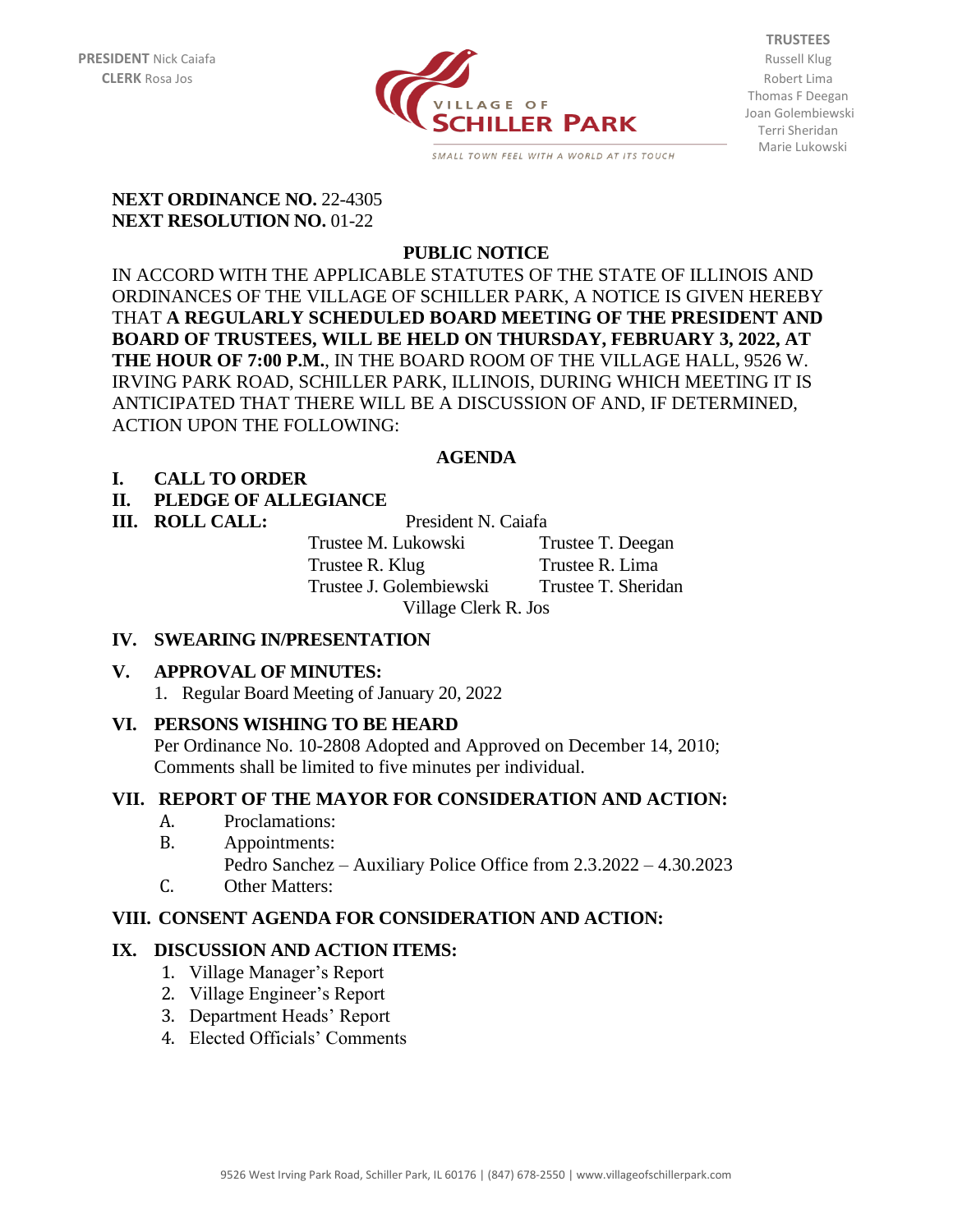**PRESIDENT** Nick Caiafa
**CLERK** Rosa Jos

VILLAGE OF SCHILLER PARK

SMALL TOWN FEEL WITH A WORLD AT ITS TOUCH

**TRUSTEES**
Russell Klug
Robert Lima
Thomas F Deegan
Joan Golembiewski
Terri Sheridan
Marie Lukowski

**NEXT ORDINANCE NO.** 22-4305
**NEXT RESOLUTION NO.** 01-22

**PUBLIC NOTICE**

IN ACCORD WITH THE APPLICABLE STATUTES OF THE STATE OF ILLINOIS AND ORDINANCES OF THE VILLAGE OF SCHILLER PARK, A NOTICE IS GIVEN HEREBY THAT **A REGULARLY SCHEDULED BOARD MEETING OF THE PRESIDENT AND BOARD OF TRUSTEES, WILL BE HELD ON THURSDAY, FEBRUARY 3, 2022, AT THE HOUR OF 7:00 P.M.**, IN THE BOARD ROOM OF THE VILLAGE HALL, 9526 W. IRVING PARK ROAD, SCHILLER PARK, ILLINOIS, DURING WHICH MEETING IT IS ANTICIPATED THAT THERE WILL BE A DISCUSSION OF AND, IF DETERMINED, ACTION UPON THE FOLLOWING:

**AGENDA**

**I. CALL TO ORDER**

**II. PLEDGE OF ALLEGIANCE**

**III. ROLL CALL:**

President N. Caiafa

Trustee M. Lukowski — Trustee T. Deegan
Trustee R. Klug — Trustee R. Lima
Trustee J. Golembiewski — Trustee T. Sheridan

Village Clerk R. Jos

**IV. SWEARING IN/PRESENTATION**

**V. APPROVAL OF MINUTES:**

1. Regular Board Meeting of January 20, 2022

**VI. PERSONS WISHING TO BE HEARD**

Per Ordinance No. 10-2808 Adopted and Approved on December 14, 2010; Comments shall be limited to five minutes per individual.

**VII. REPORT OF THE MAYOR FOR CONSIDERATION AND ACTION:**

A. Proclamations:

B. Appointments:
Pedro Sanchez – Auxiliary Police Office from 2.3.2022 – 4.30.2023

C. Other Matters:

**VIII. CONSENT AGENDA FOR CONSIDERATION AND ACTION:**

**IX. DISCUSSION AND ACTION ITEMS:**

1. Village Manager's Report
2. Village Engineer's Report
3. Department Heads' Report
4. Elected Officials' Comments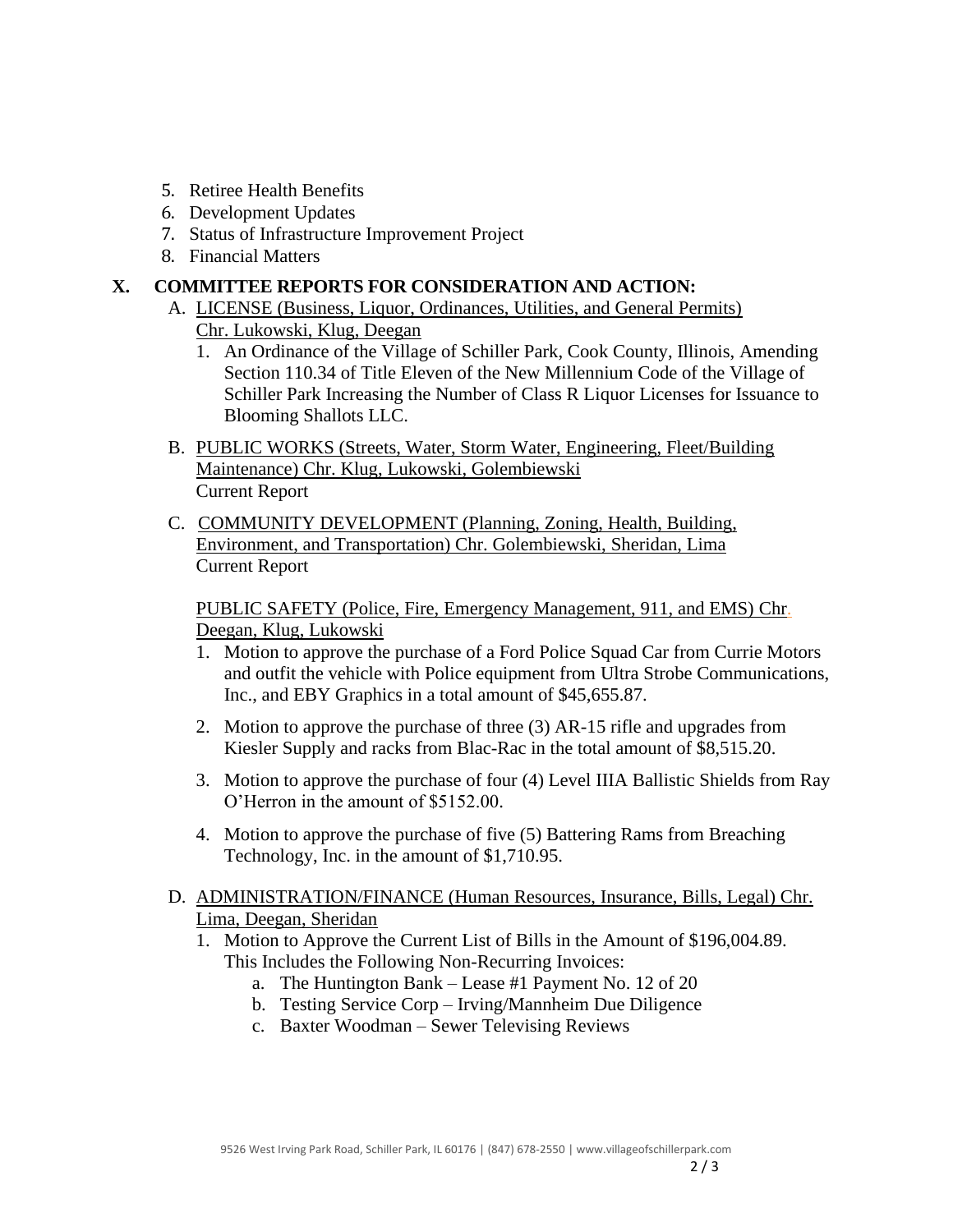5. Retiree Health Benefits
6. Development Updates
7. Status of Infrastructure Improvement Project
8. Financial Matters

## X. COMMITTEE REPORTS FOR CONSIDERATION AND ACTION:

A. LICENSE (Business, Liquor, Ordinances, Utilities, and General Permits) Chr. Lukowski, Klug, Deegan

1. An Ordinance of the Village of Schiller Park, Cook County, Illinois, Amending Section 110.34 of Title Eleven of the New Millennium Code of the Village of Schiller Park Increasing the Number of Class R Liquor Licenses for Issuance to Blooming Shallots LLC.

B. PUBLIC WORKS (Streets, Water, Storm Water, Engineering, Fleet/Building Maintenance) Chr. Klug, Lukowski, Golembiewski
Current Report

C. COMMUNITY DEVELOPMENT (Planning, Zoning, Health, Building, Environment, and Transportation) Chr. Golembiewski, Sheridan, Lima
Current Report

PUBLIC SAFETY (Police, Fire, Emergency Management, 911, and EMS) Chr. Deegan, Klug, Lukowski

1. Motion to approve the purchase of a Ford Police Squad Car from Currie Motors and outfit the vehicle with Police equipment from Ultra Strobe Communications, Inc., and EBY Graphics in a total amount of $45,655.87.
2. Motion to approve the purchase of three (3) AR-15 rifle and upgrades from Kiesler Supply and racks from Blac-Rac in the total amount of $8,515.20.
3. Motion to approve the purchase of four (4) Level IIIA Ballistic Shields from Ray O'Herron in the amount of $5152.00.
4. Motion to approve the purchase of five (5) Battering Rams from Breaching Technology, Inc. in the amount of $1,710.95.

D. ADMINISTRATION/FINANCE (Human Resources, Insurance, Bills, Legal) Chr. Lima, Deegan, Sheridan

1. Motion to Approve the Current List of Bills in the Amount of $196,004.89. This Includes the Following Non-Recurring Invoices:
   a. The Huntington Bank – Lease #1 Payment No. 12 of 20
   b. Testing Service Corp – Irving/Mannheim Due Diligence
   c. Baxter Woodman – Sewer Televising Reviews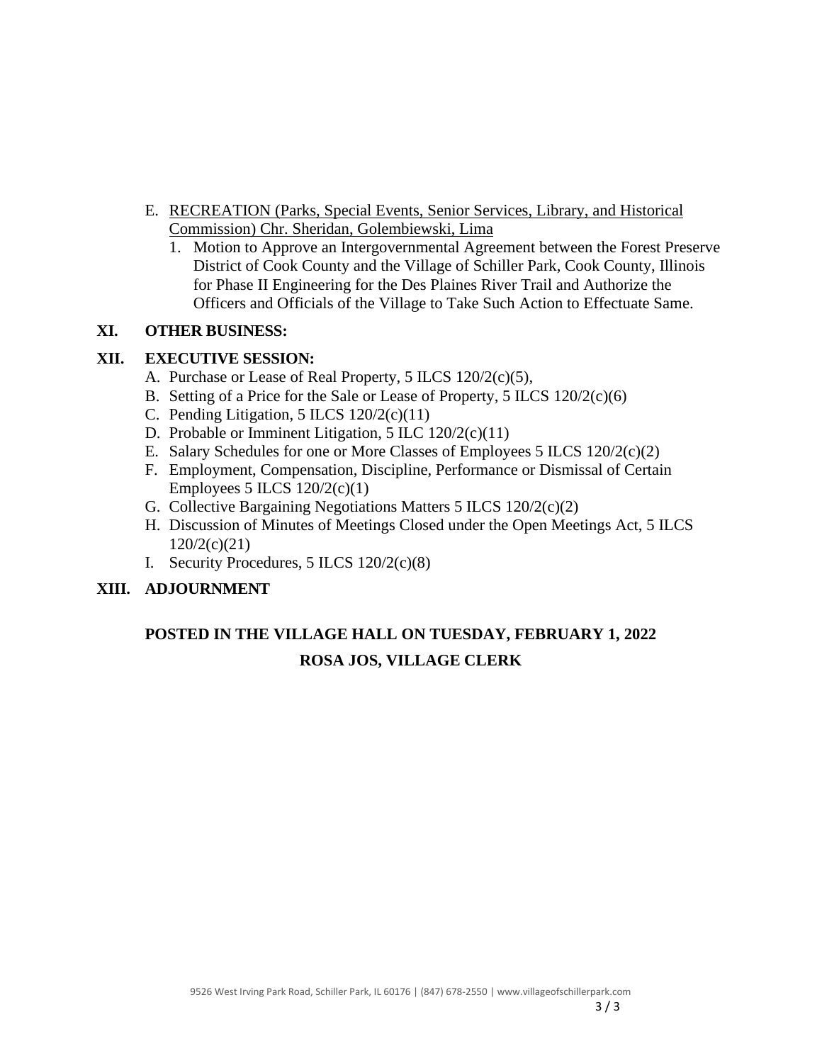E. <u>RECREATION (Parks, Special Events, Senior Services, Library, and Historical Commission) Chr. Sheridan, Golembiewski, Lima</u>
   1. Motion to Approve an Intergovernmental Agreement between the Forest Preserve District of Cook County and the Village of Schiller Park, Cook County, Illinois for Phase II Engineering for the Des Plaines River Trail and Authorize the Officers and Officials of the Village to Take Such Action to Effectuate Same.

**XI. OTHER BUSINESS:**

**XII. EXECUTIVE SESSION:**

A. Purchase or Lease of Real Property, 5 ILCS 120/2(c)(5),
B. Setting of a Price for the Sale or Lease of Property, 5 ILCS 120/2(c)(6)
C. Pending Litigation, 5 ILCS 120/2(c)(11)
D. Probable or Imminent Litigation, 5 ILC 120/2(c)(11)
E. Salary Schedules for one or More Classes of Employees 5 ILCS 120/2(c)(2)
F. Employment, Compensation, Discipline, Performance or Dismissal of Certain Employees 5 ILCS 120/2(c)(1)
G. Collective Bargaining Negotiations Matters 5 ILCS 120/2(c)(2)
H. Discussion of Minutes of Meetings Closed under the Open Meetings Act, 5 ILCS 120/2(c)(21)
I. Security Procedures, 5 ILCS 120/2(c)(8)

**XIII. ADJOURNMENT**

**POSTED IN THE VILLAGE HALL ON TUESDAY, FEBRUARY 1, 2022**

**ROSA JOS, VILLAGE CLERK**